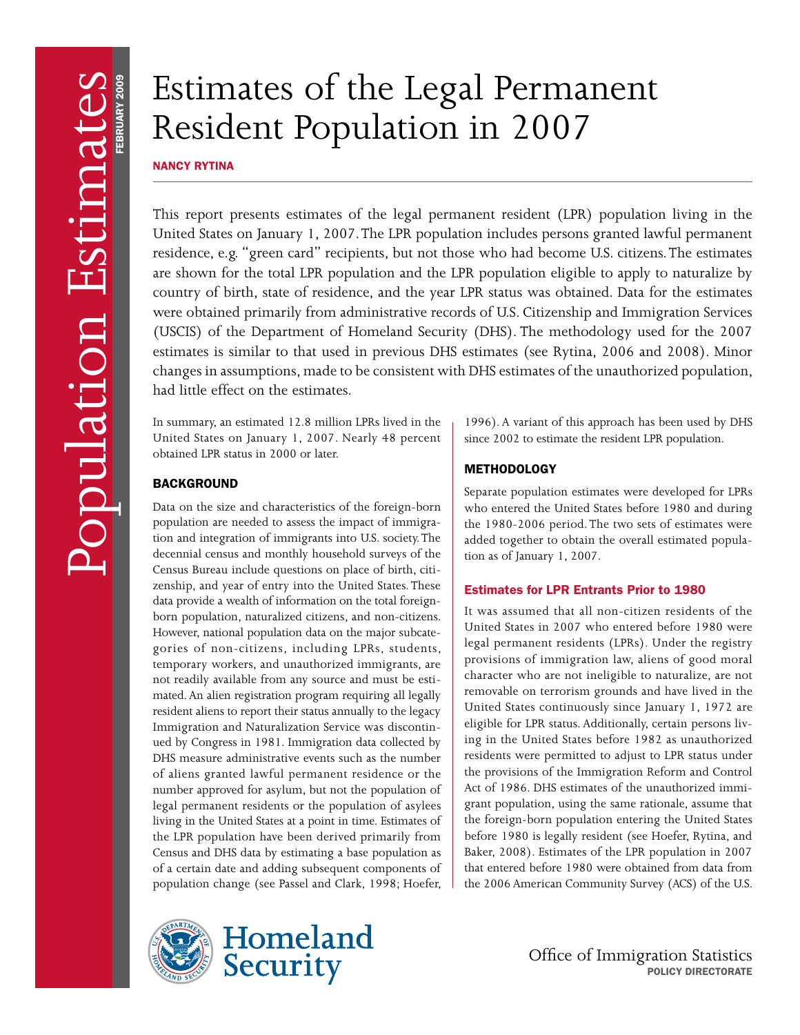# Estimates of the Legal Permanent Resident Population in 2007

**NANCY RYTINA**

This report presents estimates of the legal permanent resident (LPR) population living in the United States on January 1, 2007. The LPR population includes persons granted lawful permanent residence, e.g. "green card" recipients, but not those who had become U.S. citizens. The estimates are shown for the total LPR population and the LPR population eligible to apply to naturalize by country of birth, state of residence, and the year LPR status was obtained. Data for the estimates were obtained primarily from administrative records of U.S. Citizenship and Immigration Services (USCIS) of the Department of Homeland Security (DHS). The methodology used for the 2007 estimates is similar to that used in previous DHS estimates (see Rytina, 2006 and 2008). Minor changes in assumptions, made to be consistent with DHS estimates of the unauthorized population, had little effect on the estimates.

In summary, an estimated 12.8 million LPRs lived in the United States on January 1, 2007. Nearly 48 percent obtained LPR status in 2000 or later.

## BACKGROUND

Data on the size and characteristics of the foreign-born population are needed to assess the impact of immigration and integration of immigrants into U.S. society. The decennial census and monthly household surveys of the Census Bureau include questions on place of birth, citizenship, and year of entry into the United States. These data provide a wealth of information on the total foreign-born population, naturalized citizens, and non-citizens. However, national population data on the major subcategories of non-citizens, including LPRs, students, temporary workers, and unauthorized immigrants, are not readily available from any source and must be estimated. An alien registration program requiring all legally resident aliens to report their status annually to the legacy Immigration and Naturalization Service was discontinued by Congress in 1981. Immigration data collected by DHS measure administrative events such as the number of aliens granted lawful permanent residence or the number approved for asylum, but not the population of legal permanent residents or the population of asylees living in the United States at a point in time. Estimates of the LPR population have been derived primarily from Census and DHS data by estimating a base population as of a certain date and adding subsequent components of population change (see Passel and Clark, 1998; Hoefer, 1996). A variant of this approach has been used by DHS since 2002 to estimate the resident LPR population.

## METHODOLOGY

Separate population estimates were developed for LPRs who entered the United States before 1980 and during the 1980-2006 period. The two sets of estimates were added together to obtain the overall estimated population as of January 1, 2007.

### Estimates for LPR Entrants Prior to 1980

It was assumed that all non-citizen residents of the United States in 2007 who entered before 1980 were legal permanent residents (LPRs). Under the registry provisions of immigration law, aliens of good moral character who are not ineligible to naturalize, are not removable on terrorism grounds and have lived in the United States continuously since January 1, 1972 are eligible for LPR status. Additionally, certain persons living in the United States before 1982 as unauthorized residents were permitted to adjust to LPR status under the provisions of the Immigration Reform and Control Act of 1986. DHS estimates of the unauthorized immigrant population, using the same rationale, assume that the foreign-born population entering the United States before 1980 is legally resident (see Hoefer, Rytina, and Baker, 2008). Estimates of the LPR population in 2007 that entered before 1980 were obtained from data from the 2006 American Community Survey (ACS) of the U.S.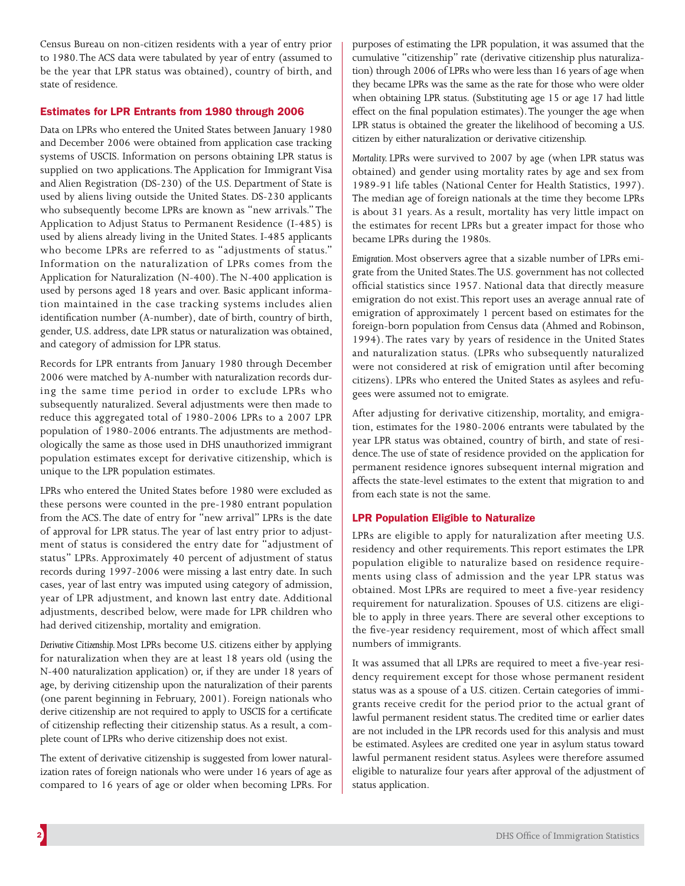Census Bureau on non-citizen residents with a year of entry prior to 1980. The ACS data were tabulated by year of entry (assumed to be the year that LPR status was obtained), country of birth, and state of residence.

## Estimates for LPR Entrants from 1980 through 2006

Data on LPRs who entered the United States between January 1980 and December 2006 were obtained from application case tracking systems of USCIS. Information on persons obtaining LPR status is supplied on two applications. The Application for Immigrant Visa and Alien Registration (DS-230) of the U.S. Department of State is used by aliens living outside the United States. DS-230 applicants who subsequently become LPRs are known as "new arrivals." The Application to Adjust Status to Permanent Residence (I-485) is used by aliens already living in the United States. I-485 applicants who become LPRs are referred to as "adjustments of status." Information on the naturalization of LPRs comes from the Application for Naturalization (N-400). The N-400 application is used by persons aged 18 years and over. Basic applicant information maintained in the case tracking systems includes alien identification number (A-number), date of birth, country of birth, gender, U.S. address, date LPR status or naturalization was obtained, and category of admission for LPR status.

Records for LPR entrants from January 1980 through December 2006 were matched by A-number with naturalization records during the same time period in order to exclude LPRs who subsequently naturalized. Several adjustments were then made to reduce this aggregated total of 1980-2006 LPRs to a 2007 LPR population of 1980-2006 entrants. The adjustments are methodologically the same as those used in DHS unauthorized immigrant population estimates except for derivative citizenship, which is unique to the LPR population estimates.

LPRs who entered the United States before 1980 were excluded as these persons were counted in the pre-1980 entrant population from the ACS. The date of entry for "new arrival" LPRs is the date of approval for LPR status. The year of last entry prior to adjustment of status is considered the entry date for "adjustment of status" LPRs. Approximately 40 percent of adjustment of status records during 1997-2006 were missing a last entry date. In such cases, year of last entry was imputed using category of admission, year of LPR adjustment, and known last entry date. Additional adjustments, described below, were made for LPR children who had derived citizenship, mortality and emigration.

*Derivative Citizenship.* Most LPRs become U.S. citizens either by applying for naturalization when they are at least 18 years old (using the N-400 naturalization application) or, if they are under 18 years of age, by deriving citizenship upon the naturalization of their parents (one parent beginning in February, 2001). Foreign nationals who derive citizenship are not required to apply to USCIS for a certificate of citizenship reflecting their citizenship status. As a result, a complete count of LPRs who derive citizenship does not exist.

The extent of derivative citizenship is suggested from lower naturalization rates of foreign nationals who were under 16 years of age as compared to 16 years of age or older when becoming LPRs. For purposes of estimating the LPR population, it was assumed that the cumulative "citizenship" rate (derivative citizenship plus naturalization) through 2006 of LPRs who were less than 16 years of age when they became LPRs was the same as the rate for those who were older when obtaining LPR status. (Substituting age 15 or age 17 had little effect on the final population estimates). The younger the age when LPR status is obtained the greater the likelihood of becoming a U.S. citizen by either naturalization or derivative citizenship.

*Mortality.* LPRs were survived to 2007 by age (when LPR status was obtained) and gender using mortality rates by age and sex from 1989-91 life tables (National Center for Health Statistics, 1997). The median age of foreign nationals at the time they become LPRs is about 31 years. As a result, mortality has very little impact on the estimates for recent LPRs but a greater impact for those who became LPRs during the 1980s.

*Emigration.* Most observers agree that a sizable number of LPRs emigrate from the United States. The U.S. government has not collected official statistics since 1957. National data that directly measure emigration do not exist. This report uses an average annual rate of emigration of approximately 1 percent based on estimates for the foreign-born population from Census data (Ahmed and Robinson, 1994). The rates vary by years of residence in the United States and naturalization status. (LPRs who subsequently naturalized were not considered at risk of emigration until after becoming citizens). LPRs who entered the United States as asylees and refugees were assumed not to emigrate.

After adjusting for derivative citizenship, mortality, and emigration, estimates for the 1980-2006 entrants were tabulated by the year LPR status was obtained, country of birth, and state of residence. The use of state of residence provided on the application for permanent residence ignores subsequent internal migration and affects the state-level estimates to the extent that migration to and from each state is not the same.

## LPR Population Eligible to Naturalize

LPRs are eligible to apply for naturalization after meeting U.S. residency and other requirements. This report estimates the LPR population eligible to naturalize based on residence requirements using class of admission and the year LPR status was obtained. Most LPRs are required to meet a five-year residency requirement for naturalization. Spouses of U.S. citizens are eligible to apply in three years. There are several other exceptions to the five-year residency requirement, most of which affect small numbers of immigrants.

It was assumed that all LPRs are required to meet a five-year residency requirement except for those whose permanent resident status was as a spouse of a U.S. citizen. Certain categories of immigrants receive credit for the period prior to the actual grant of lawful permanent resident status. The credited time or earlier dates are not included in the LPR records used for this analysis and must be estimated. Asylees are credited one year in asylum status toward lawful permanent resident status. Asylees were therefore assumed eligible to naturalize four years after approval of the adjustment of status application.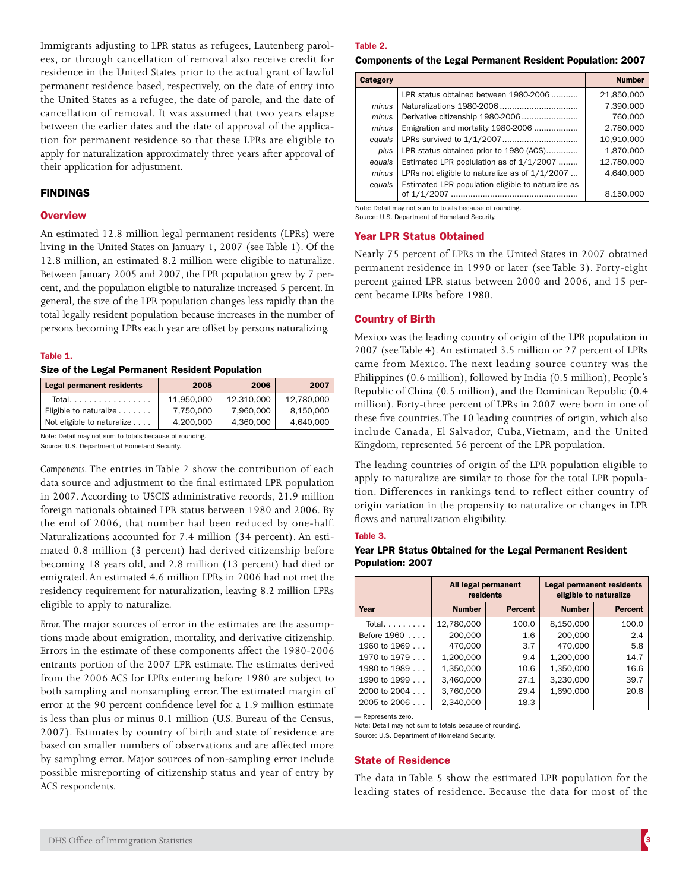Immigrants adjusting to LPR status as refugees, Lautenberg parolees, or through cancellation of removal also receive credit for residence in the United States prior to the actual grant of lawful permanent residence based, respectively, on the date of entry into the United States as a refugee, the date of parole, and the date of cancellation of removal. It was assumed that two years elapse between the earlier dates and the date of approval of the application for permanent residence so that these LPRs are eligible to apply for naturalization approximately three years after approval of their application for adjustment.

## FINDINGS

### Overview

An estimated 12.8 million legal permanent residents (LPRs) were living in the United States on January 1, 2007 (see Table 1). Of the 12.8 million, an estimated 8.2 million were eligible to naturalize. Between January 2005 and 2007, the LPR population grew by 7 percent, and the population eligible to naturalize increased 5 percent. In general, the size of the LPR population changes less rapidly than the total legally resident population because increases in the number of persons becoming LPRs each year are offset by persons naturalizing.

**Table 1.**

**Size of the Legal Permanent Resident Population**

| Legal permanent residents | 2005 | 2006 | 2007 |
|---|---|---|---|
| Total. . . . . . . . . . . . . . . . . | 11,950,000 | 12,310,000 | 12,780,000 |
| Eligible to naturalize . . . . . . . | 7,750,000 | 7,960,000 | 8,150,000 |
| Not eligible to naturalize . . . . | 4,200,000 | 4,360,000 | 4,640,000 |

Note: Detail may not sum to totals because of rounding.
Source: U.S. Department of Homeland Security.

*Components.* The entries in Table 2 show the contribution of each data source and adjustment to the final estimated LPR population in 2007. According to USCIS administrative records, 21.9 million foreign nationals obtained LPR status between 1980 and 2006. By the end of 2006, that number had been reduced by one-half. Naturalizations accounted for 7.4 million (34 percent). An estimated 0.8 million (3 percent) had derived citizenship before becoming 18 years old, and 2.8 million (13 percent) had died or emigrated. An estimated 4.6 million LPRs in 2006 had not met the residency requirement for naturalization, leaving 8.2 million LPRs eligible to apply to naturalize.

*Error.* The major sources of error in the estimates are the assumptions made about emigration, mortality, and derivative citizenship. Errors in the estimate of these components affect the 1980-2006 entrants portion of the 2007 LPR estimate. The estimates derived from the 2006 ACS for LPRs entering before 1980 are subject to both sampling and nonsampling error. The estimated margin of error at the 90 percent confidence level for a 1.9 million estimate is less than plus or minus 0.1 million (U.S. Bureau of the Census, 2007). Estimates by country of birth and state of residence are based on smaller numbers of observations and are affected more by sampling error. Major sources of non-sampling error include possible misreporting of citizenship status and year of entry by ACS respondents.

**Table 2.**

**Components of the Legal Permanent Resident Population: 2007**

| Category | | Number |
|---|---|---|
| | LPR status obtained between 1980-2006 . . . . . . . . . . | 21,850,000 |
| *minus* | Naturalizations 1980-2006 . . . . . . . . . . . . . . . . . . . . . | 7,390,000 |
| *minus* | Derivative citizenship 1980-2006 . . . . . . . . . . . . . . . . | 760,000 |
| *minus* | Emigration and mortality 1980-2006 . . . . . . . . . . . . | 2,780,000 |
| *equals* | LPRs survived to 1/1/2007 . . . . . . . . . . . . . . . . . . . . | 10,910,000 |
| *plus* | LPR status obtained prior to 1980 (ACS). . . . . . . . . . | 1,870,000 |
| *equals* | Estimated LPR population as of 1/1/2007 . . . . . . . | 12,780,000 |
| *minus* | LPRs not eligible to naturalize as of 1/1/2007 . . . | 4,640,000 |
| *equals* | Estimated LPR population eligible to naturalize as of 1/1/2007 . . . . . . . . . . . . . . . . . . . . . . . . . . . . . . . | 8,150,000 |

Note: Detail may not sum to totals because of rounding.
Source: U.S. Department of Homeland Security.

### Year LPR Status Obtained

Nearly 75 percent of LPRs in the United States in 2007 obtained permanent residence in 1990 or later (see Table 3). Forty-eight percent gained LPR status between 2000 and 2006, and 15 percent became LPRs before 1980.

### Country of Birth

Mexico was the leading country of origin of the LPR population in 2007 (see Table 4). An estimated 3.5 million or 27 percent of LPRs came from Mexico. The next leading source country was the Philippines (0.6 million), followed by India (0.5 million), People's Republic of China (0.5 million), and the Dominican Republic (0.4 million). Forty-three percent of LPRs in 2007 were born in one of these five countries. The 10 leading countries of origin, which also include Canada, El Salvador, Cuba, Vietnam, and the United Kingdom, represented 56 percent of the LPR population.

The leading countries of origin of the LPR population eligible to apply to naturalize are similar to those for the total LPR population. Differences in rankings tend to reflect either country of origin variation in the propensity to naturalize or changes in LPR flows and naturalization eligibility.

**Table 3.**

**Year LPR Status Obtained for the Legal Permanent Resident Population: 2007**

| | All legal permanent residents | | Legal permanent residents eligible to naturalize | |
|---|---|---|---|---|
| Year | Number | Percent | Number | Percent |
| Total. . . . . . . . . | 12,780,000 | 100.0 | 8,150,000 | 100.0 |
| Before 1960 . . . . | 200,000 | 1.6 | 200,000 | 2.4 |
| 1960 to 1969 . . . | 470,000 | 3.7 | 470,000 | 5.8 |
| 1970 to 1979 . . . | 1,200,000 | 9.4 | 1,200,000 | 14.7 |
| 1980 to 1989 . . . | 1,350,000 | 10.6 | 1,350,000 | 16.6 |
| 1990 to 1999 . . . | 3,460,000 | 27.1 | 3,230,000 | 39.7 |
| 2000 to 2004 . . . | 3,760,000 | 29.4 | 1,690,000 | 20.8 |
| 2005 to 2006 . . . | 2,340,000 | 18.3 | — | — |

— Represents zero.
Note: Detail may not sum to totals because of rounding.
Source: U.S. Department of Homeland Security.

### State of Residence

The data in Table 5 show the estimated LPR population for the leading states of residence. Because the data for most of the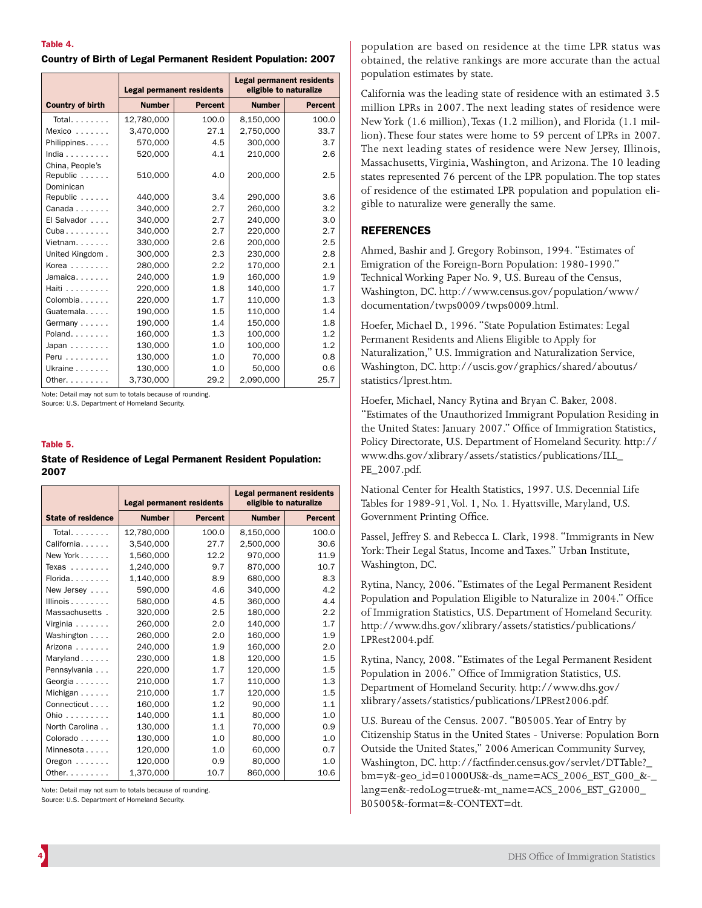**Table 4.**

**Country of Birth of Legal Permanent Resident Population: 2007**

| Country of birth | Legal permanent residents | | Legal permanent residents eligible to naturalize | |
|---|---|---|---|---|
| | Number | Percent | Number | Percent |
| Total | 12,780,000 | 100.0 | 8,150,000 | 100.0 |
| Mexico | 3,470,000 | 27.1 | 2,750,000 | 33.7 |
| Philippines | 570,000 | 4.5 | 300,000 | 3.7 |
| India | 520,000 | 4.1 | 210,000 | 2.6 |
| China, People's Republic | 510,000 | 4.0 | 200,000 | 2.5 |
| Dominican Republic | 440,000 | 3.4 | 290,000 | 3.6 |
| Canada | 340,000 | 2.7 | 260,000 | 3.2 |
| El Salvador | 340,000 | 2.7 | 240,000 | 3.0 |
| Cuba | 340,000 | 2.7 | 220,000 | 2.7 |
| Vietnam | 330,000 | 2.6 | 200,000 | 2.5 |
| United Kingdom | 300,000 | 2.3 | 230,000 | 2.8 |
| Korea | 280,000 | 2.2 | 170,000 | 2.1 |
| Jamaica | 240,000 | 1.9 | 160,000 | 1.9 |
| Haiti | 220,000 | 1.8 | 140,000 | 1.7 |
| Colombia | 220,000 | 1.7 | 110,000 | 1.3 |
| Guatemala | 190,000 | 1.5 | 110,000 | 1.4 |
| Germany | 190,000 | 1.4 | 150,000 | 1.8 |
| Poland | 160,000 | 1.3 | 100,000 | 1.2 |
| Japan | 130,000 | 1.0 | 100,000 | 1.2 |
| Peru | 130,000 | 1.0 | 70,000 | 0.8 |
| Ukraine | 130,000 | 1.0 | 50,000 | 0.6 |
| Other | 3,730,000 | 29.2 | 2,090,000 | 25.7 |

Note: Detail may not sum to totals because of rounding.
Source: U.S. Department of Homeland Security.

**Table 5.**

**State of Residence of Legal Permanent Resident Population: 2007**

| State of residence | Legal permanent residents | | Legal permanent residents eligible to naturalize | |
|---|---|---|---|---|
| | Number | Percent | Number | Percent |
| Total | 12,780,000 | 100.0 | 8,150,000 | 100.0 |
| California | 3,540,000 | 27.7 | 2,500,000 | 30.6 |
| New York | 1,560,000 | 12.2 | 970,000 | 11.9 |
| Texas | 1,240,000 | 9.7 | 870,000 | 10.7 |
| Florida | 1,140,000 | 8.9 | 680,000 | 8.3 |
| New Jersey | 590,000 | 4.6 | 340,000 | 4.2 |
| Illinois | 580,000 | 4.5 | 360,000 | 4.4 |
| Massachusetts | 320,000 | 2.5 | 180,000 | 2.2 |
| Virginia | 260,000 | 2.0 | 140,000 | 1.7 |
| Washington | 260,000 | 2.0 | 160,000 | 1.9 |
| Arizona | 240,000 | 1.9 | 160,000 | 2.0 |
| Maryland | 230,000 | 1.8 | 120,000 | 1.5 |
| Pennsylvania | 220,000 | 1.7 | 120,000 | 1.5 |
| Georgia | 210,000 | 1.7 | 110,000 | 1.3 |
| Michigan | 210,000 | 1.7 | 120,000 | 1.5 |
| Connecticut | 160,000 | 1.2 | 90,000 | 1.1 |
| Ohio | 140,000 | 1.1 | 80,000 | 1.0 |
| North Carolina | 130,000 | 1.1 | 70,000 | 0.9 |
| Colorado | 130,000 | 1.0 | 80,000 | 1.0 |
| Minnesota | 120,000 | 1.0 | 60,000 | 0.7 |
| Oregon | 120,000 | 0.9 | 80,000 | 1.0 |
| Other | 1,370,000 | 10.7 | 860,000 | 10.6 |

Note: Detail may not sum to totals because of rounding.
Source: U.S. Department of Homeland Security.

population are based on residence at the time LPR status was obtained, the relative rankings are more accurate than the actual population estimates by state.

California was the leading state of residence with an estimated 3.5 million LPRs in 2007. The next leading states of residence were New York (1.6 million), Texas (1.2 million), and Florida (1.1 million). These four states were home to 59 percent of LPRs in 2007. The next leading states of residence were New Jersey, Illinois, Massachusetts, Virginia, Washington, and Arizona. The 10 leading states represented 76 percent of the LPR population. The top states of residence of the estimated LPR population and population eligible to naturalize were generally the same.

## REFERENCES

Ahmed, Bashir and J. Gregory Robinson, 1994. "Estimates of Emigration of the Foreign-Born Population: 1980-1990." Technical Working Paper No. 9, U.S. Bureau of the Census, Washington, DC. http://www.census.gov/population/www/documentation/twps0009/twps0009.html.

Hoefer, Michael D., 1996. "State Population Estimates: Legal Permanent Residents and Aliens Eligible to Apply for Naturalization," U.S. Immigration and Naturalization Service, Washington, DC. http://uscis.gov/graphics/shared/aboutus/statistics/lprest.htm.

Hoefer, Michael, Nancy Rytina and Bryan C. Baker, 2008. "Estimates of the Unauthorized Immigrant Population Residing in the United States: January 2007." Office of Immigration Statistics, Policy Directorate, U.S. Department of Homeland Security. http://www.dhs.gov/xlibrary/assets/statistics/publications/ILL_PE_2007.pdf.

National Center for Health Statistics, 1997. U.S. Decennial Life Tables for 1989-91, Vol. 1, No. 1. Hyattsville, Maryland, U.S. Government Printing Office.

Passel, Jeffrey S. and Rebecca L. Clark, 1998. "Immigrants in New York: Their Legal Status, Income and Taxes." Urban Institute, Washington, DC.

Rytina, Nancy, 2006. "Estimates of the Legal Permanent Resident Population and Population Eligible to Naturalize in 2004." Office of Immigration Statistics, U.S. Department of Homeland Security. http://www.dhs.gov/xlibrary/assets/statistics/publications/LPRest2004.pdf.

Rytina, Nancy, 2008. "Estimates of the Legal Permanent Resident Population in 2006." Office of Immigration Statistics, U.S. Department of Homeland Security. http://www.dhs.gov/xlibrary/assets/statistics/publications/LPRest2006.pdf.

U.S. Bureau of the Census. 2007. "B05005. Year of Entry by Citizenship Status in the United States - Universe: Population Born Outside the United States," 2006 American Community Survey, Washington, DC. http://factfinder.census.gov/servlet/DTTable?_bm=y&-geo_id=01000US&-ds_name=ACS_2006_EST_G00_&-_lang=en&-redoLog=true&-mt_name=ACS_2006_EST_G2000_B05005&-format=&-CONTEXT=dt.